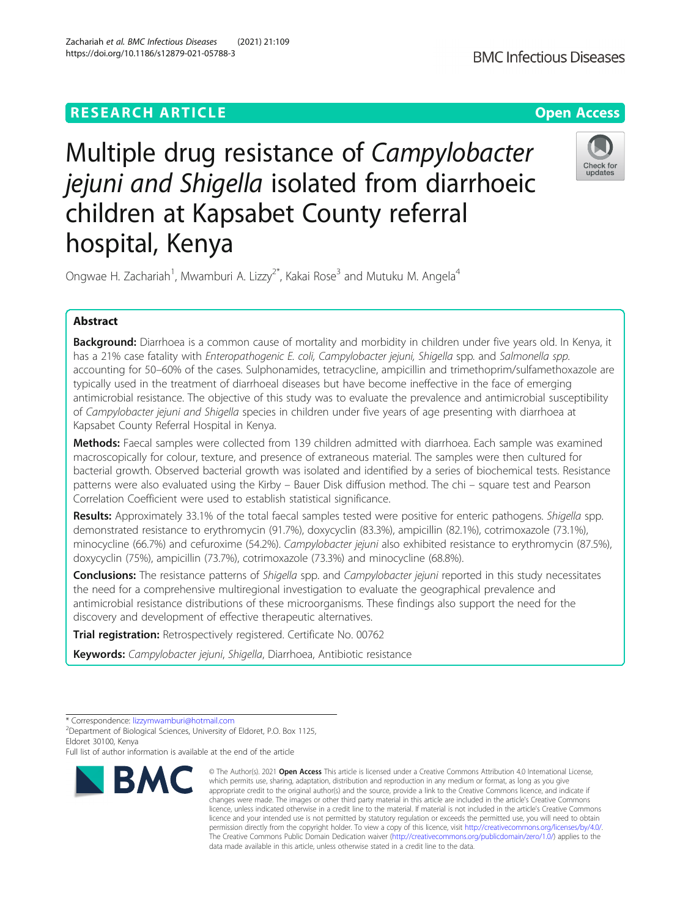RESEARCH ARTICLE

Open Access

# Multiple drug resistance of *Campylobacter jejuni and Shigella* isolated from diarrhoeic children at Kapsabet County referral hospital, Kenya

Ongwae H. Zachariah[1], Mwamburi A. Lizzy[2*], Kakai Rose[3] and Mutuku M. Angela[4]

## Abstract

**Background:** Diarrhoea is a common cause of mortality and morbidity in children under five years old. In Kenya, it has a 21% case fatality with *Enteropathogenic E. coli, Campylobacter jejuni, Shigella* spp. and *Salmonella spp.* accounting for 50–60% of the cases. Sulphonamides, tetracycline, ampicillin and trimethoprim/sulfamethoxazole are typically used in the treatment of diarrhoeal diseases but have become ineffective in the face of emerging antimicrobial resistance. The objective of this study was to evaluate the prevalence and antimicrobial susceptibility of *Campylobacter jejuni and Shigella* species in children under five years of age presenting with diarrhoea at Kapsabet County Referral Hospital in Kenya.

**Methods:** Faecal samples were collected from 139 children admitted with diarrhoea. Each sample was examined macroscopically for colour, texture, and presence of extraneous material. The samples were then cultured for bacterial growth. Observed bacterial growth was isolated and identified by a series of biochemical tests. Resistance patterns were also evaluated using the Kirby – Bauer Disk diffusion method. The chi – square test and Pearson Correlation Coefficient were used to establish statistical significance.

**Results:** Approximately 33.1% of the total faecal samples tested were positive for enteric pathogens. *Shigella* spp. demonstrated resistance to erythromycin (91.7%), doxycyclin (83.3%), ampicillin (82.1%), cotrimoxazole (73.1%), minocycline (66.7%) and cefuroxime (54.2%). *Campylobacter jejuni* also exhibited resistance to erythromycin (87.5%), doxycyclin (75%), ampicillin (73.7%), cotrimoxazole (73.3%) and minocycline (68.8%).

**Conclusions:** The resistance patterns of *Shigella* spp. and *Campylobacter jejuni* reported in this study necessitates the need for a comprehensive multiregional investigation to evaluate the geographical prevalence and antimicrobial resistance distributions of these microorganisms. These findings also support the need for the discovery and development of effective therapeutic alternatives.

**Trial registration:** Retrospectively registered. Certificate No. 00762

**Keywords:** *Campylobacter jejuni*, *Shigella*, Diarrhoea, Antibiotic resistance

* Correspondence: lizzymwamburi@hotmail.com
[2]Department of Biological Sciences, University of Eldoret, P.O. Box 1125, Eldoret 30100, Kenya
Full list of author information is available at the end of the article

© The Author(s). 2021 **Open Access** This article is licensed under a Creative Commons Attribution 4.0 International License, which permits use, sharing, adaptation, distribution and reproduction in any medium or format, as long as you give appropriate credit to the original author(s) and the source, provide a link to the Creative Commons licence, and indicate if changes were made. The images or other third party material in this article are included in the article's Creative Commons licence, unless indicated otherwise in a credit line to the material. If material is not included in the article's Creative Commons licence and your intended use is not permitted by statutory regulation or exceeds the permitted use, you will need to obtain permission directly from the copyright holder. To view a copy of this licence, visit http://creativecommons.org/licenses/by/4.0/. The Creative Commons Public Domain Dedication waiver (http://creativecommons.org/publicdomain/zero/1.0/) applies to the data made available in this article, unless otherwise stated in a credit line to the data.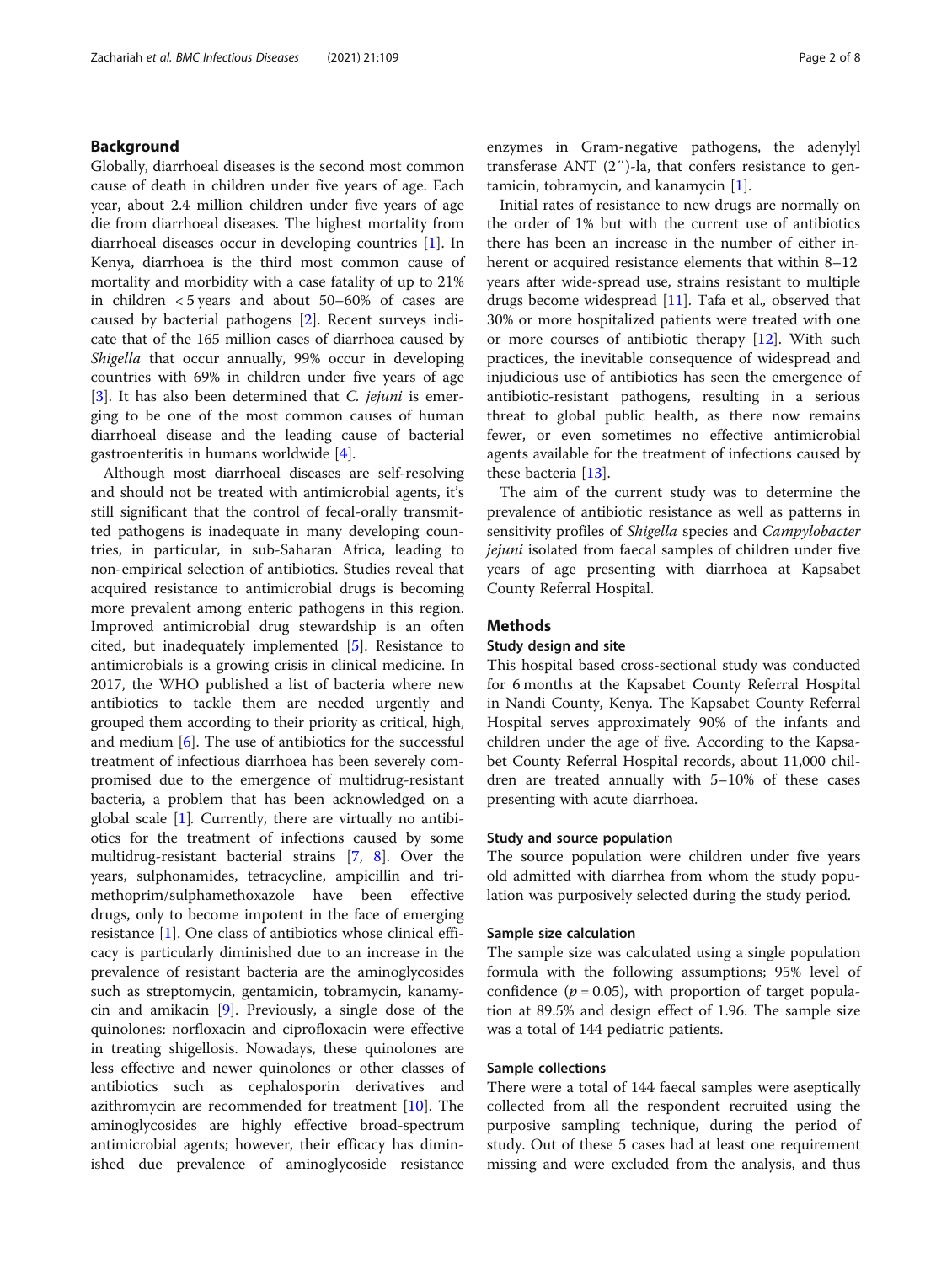## Background

Globally, diarrhoeal diseases is the second most common cause of death in children under five years of age. Each year, about 2.4 million children under five years of age die from diarrhoeal diseases. The highest mortality from diarrhoeal diseases occur in developing countries [1]. In Kenya, diarrhoea is the third most common cause of mortality and morbidity with a case fatality of up to 21% in children < 5 years and about 50–60% of cases are caused by bacterial pathogens [2]. Recent surveys indicate that of the 165 million cases of diarrhoea caused by *Shigella* that occur annually, 99% occur in developing countries with 69% in children under five years of age [3]. It has also been determined that *C. jejuni* is emerging to be one of the most common causes of human diarrhoeal disease and the leading cause of bacterial gastroenteritis in humans worldwide [4].

Although most diarrhoeal diseases are self-resolving and should not be treated with antimicrobial agents, it's still significant that the control of fecal-orally transmitted pathogens is inadequate in many developing countries, in particular, in sub-Saharan Africa, leading to non-empirical selection of antibiotics. Studies reveal that acquired resistance to antimicrobial drugs is becoming more prevalent among enteric pathogens in this region. Improved antimicrobial drug stewardship is an often cited, but inadequately implemented [5]. Resistance to antimicrobials is a growing crisis in clinical medicine. In 2017, the WHO published a list of bacteria where new antibiotics to tackle them are needed urgently and grouped them according to their priority as critical, high, and medium [6]. The use of antibiotics for the successful treatment of infectious diarrhoea has been severely compromised due to the emergence of multidrug-resistant bacteria, a problem that has been acknowledged on a global scale [1]. Currently, there are virtually no antibiotics for the treatment of infections caused by some multidrug-resistant bacterial strains [7, 8]. Over the years, sulphonamides, tetracycline, ampicillin and trimethoprim/sulphamethoxazole have been effective drugs, only to become impotent in the face of emerging resistance [1]. One class of antibiotics whose clinical efficacy is particularly diminished due to an increase in the prevalence of resistant bacteria are the aminoglycosides such as streptomycin, gentamicin, tobramycin, kanamycin and amikacin [9]. Previously, a single dose of the quinolones: norfloxacin and ciprofloxacin were effective in treating shigellosis. Nowadays, these quinolones are less effective and newer quinolones or other classes of antibiotics such as cephalosporin derivatives and azithromycin are recommended for treatment [10]. The aminoglycosides are highly effective broad-spectrum antimicrobial agents; however, their efficacy has diminished due prevalence of aminoglycoside resistance enzymes in Gram-negative pathogens, the adenylyl transferase ANT (2″)-la, that confers resistance to gentamicin, tobramycin, and kanamycin [1].

Initial rates of resistance to new drugs are normally on the order of 1% but with the current use of antibiotics there has been an increase in the number of either inherent or acquired resistance elements that within 8–12 years after wide-spread use, strains resistant to multiple drugs become widespread [11]. Tafa et al., observed that 30% or more hospitalized patients were treated with one or more courses of antibiotic therapy [12]. With such practices, the inevitable consequence of widespread and injudicious use of antibiotics has seen the emergence of antibiotic-resistant pathogens, resulting in a serious threat to global public health, as there now remains fewer, or even sometimes no effective antimicrobial agents available for the treatment of infections caused by these bacteria [13].

The aim of the current study was to determine the prevalence of antibiotic resistance as well as patterns in sensitivity profiles of *Shigella* species and *Campylobacter jejuni* isolated from faecal samples of children under five years of age presenting with diarrhoea at Kapsabet County Referral Hospital.

## Methods

### Study design and site

This hospital based cross-sectional study was conducted for 6 months at the Kapsabet County Referral Hospital in Nandi County, Kenya. The Kapsabet County Referral Hospital serves approximately 90% of the infants and children under the age of five. According to the Kapsabet County Referral Hospital records, about 11,000 children are treated annually with 5–10% of these cases presenting with acute diarrhoea.

### Study and source population

The source population were children under five years old admitted with diarrhea from whom the study population was purposively selected during the study period.

### Sample size calculation

The sample size was calculated using a single population formula with the following assumptions; 95% level of confidence ($p = 0.05$), with proportion of target population at 89.5% and design effect of 1.96. The sample size was a total of 144 pediatric patients.

### Sample collections

There were a total of 144 faecal samples were aseptically collected from all the respondent recruited using the purposive sampling technique, during the period of study. Out of these 5 cases had at least one requirement missing and were excluded from the analysis, and thus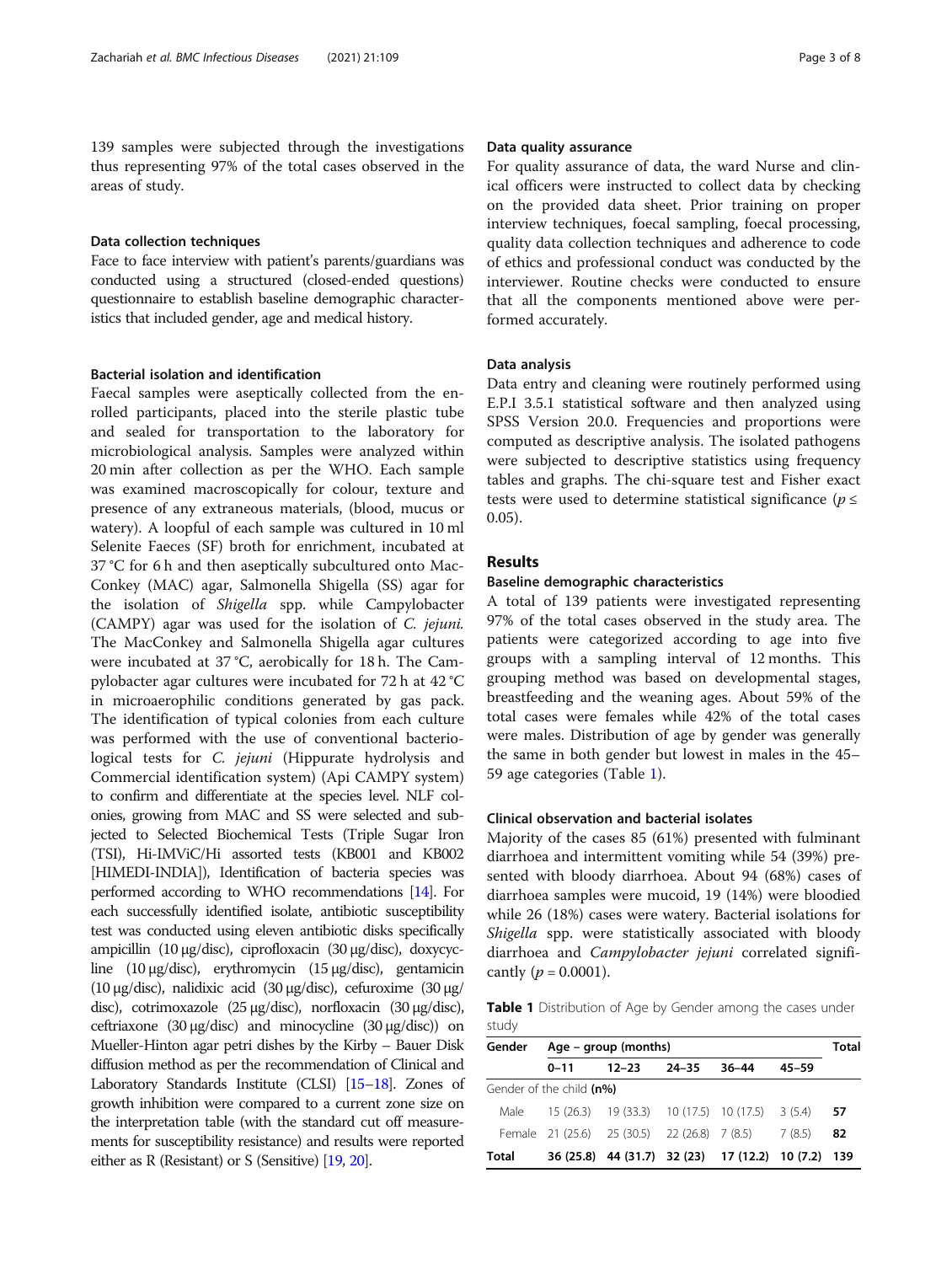139 samples were subjected through the investigations thus representing 97% of the total cases observed in the areas of study.

### Data collection techniques

Face to face interview with patient's parents/guardians was conducted using a structured (closed-ended questions) questionnaire to establish baseline demographic characteristics that included gender, age and medical history.

### Bacterial isolation and identification

Faecal samples were aseptically collected from the enrolled participants, placed into the sterile plastic tube and sealed for transportation to the laboratory for microbiological analysis. Samples were analyzed within 20 min after collection as per the WHO. Each sample was examined macroscopically for colour, texture and presence of any extraneous materials, (blood, mucus or watery). A loopful of each sample was cultured in 10 ml Selenite Faeces (SF) broth for enrichment, incubated at 37 °C for 6 h and then aseptically subcultured onto MacConkey (MAC) agar, Salmonella Shigella (SS) agar for the isolation of *Shigella* spp. while Campylobacter (CAMPY) agar was used for the isolation of *C. jejuni.* The MacConkey and Salmonella Shigella agar cultures were incubated at 37 °C, aerobically for 18 h. The Campylobacter agar cultures were incubated for 72 h at 42 °C in microaerophilic conditions generated by gas pack. The identification of typical colonies from each culture was performed with the use of conventional bacteriological tests for *C. jejuni* (Hippurate hydrolysis and Commercial identification system) (Api CAMPY system) to confirm and differentiate at the species level. NLF colonies, growing from MAC and SS were selected and subjected to Selected Biochemical Tests (Triple Sugar Iron (TSI), Hi-IMViC/Hi assorted tests (KB001 and KB002 [HIMEDI-INDIA]), Identification of bacteria species was performed according to WHO recommendations [14]. For each successfully identified isolate, antibiotic susceptibility test was conducted using eleven antibiotic disks specifically ampicillin (10 μg/disc), ciprofloxacin (30 μg/disc), doxycycline (10 μg/disc), erythromycin (15 μg/disc), gentamicin (10 μg/disc), nalidixic acid (30 μg/disc), cefuroxime (30 μg/disc), cotrimoxazole (25 μg/disc), norfloxacin (30 μg/disc), ceftriaxone (30 μg/disc) and minocycline (30 μg/disc)) on Mueller-Hinton agar petri dishes by the Kirby – Bauer Disk diffusion method as per the recommendation of Clinical and Laboratory Standards Institute (CLSI) [15–18]. Zones of growth inhibition were compared to a current zone size on the interpretation table (with the standard cut off measurements for susceptibility resistance) and results were reported either as R (Resistant) or S (Sensitive) [19, 20].

### Data quality assurance

For quality assurance of data, the ward Nurse and clinical officers were instructed to collect data by checking on the provided data sheet. Prior training on proper interview techniques, foecal sampling, foecal processing, quality data collection techniques and adherence to code of ethics and professional conduct was conducted by the interviewer. Routine checks were conducted to ensure that all the components mentioned above were performed accurately.

### Data analysis

Data entry and cleaning were routinely performed using E.P.I 3.5.1 statistical software and then analyzed using SPSS Version 20.0. Frequencies and proportions were computed as descriptive analysis. The isolated pathogens were subjected to descriptive statistics using frequency tables and graphs. The chi-square test and Fisher exact tests were used to determine statistical significance ($p \leq 0.05$).

## Results

### Baseline demographic characteristics

A total of 139 patients were investigated representing 97% of the total cases observed in the study area. The patients were categorized according to age into five groups with a sampling interval of 12 months. This grouping method was based on developmental stages, breastfeeding and the weaning ages. About 59% of the total cases were females while 42% of the total cases were males. Distribution of age by gender was generally the same in both gender but lowest in males in the 45–59 age categories (Table 1).

### Clinical observation and bacterial isolates

Majority of the cases 85 (61%) presented with fulminant diarrhoea and intermittent vomiting while 54 (39%) presented with bloody diarrhoea. About 94 (68%) cases of diarrhoea samples were mucoid, 19 (14%) were bloodied while 26 (18%) cases were watery. Bacterial isolations for *Shigella* spp. were statistically associated with bloody diarrhoea and *Campylobacter jejuni* correlated significantly ($p = 0.0001$).

**Table 1** Distribution of Age by Gender among the cases under study

| Gender | Age – group (months) | | | | | Total |
|---|---|---|---|---|---|---|
| | 0–11 | 12–23 | 24–35 | 36–44 | 45–59 | |
| Gender of the child **(n%)** | | | | | | |
| Male | 15 (26.3) | 19 (33.3) | 10 (17.5) | 10 (17.5) | 3 (5.4) | **57** |
| Female | 21 (25.6) | 25 (30.5) | 22 (26.8) | 7 (8.5) | 7 (8.5) | **82** |
| **Total** | **36 (25.8)** | **44 (31.7)** | **32 (23)** | **17 (12.2)** | **10 (7.2)** | **139** |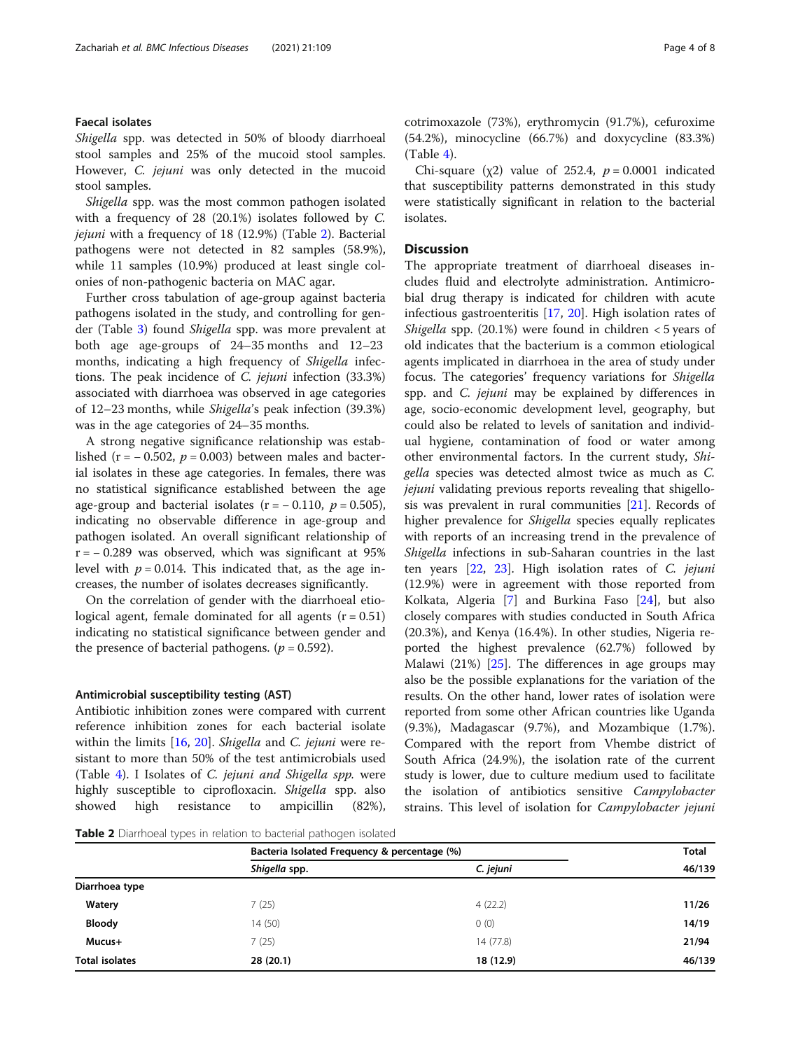### Faecal isolates

*Shigella* spp. was detected in 50% of bloody diarrhoeal stool samples and 25% of the mucoid stool samples. However, *C. jejuni* was only detected in the mucoid stool samples.

*Shigella* spp. was the most common pathogen isolated with a frequency of 28 (20.1%) isolates followed by *C. jejuni* with a frequency of 18 (12.9%) (Table 2). Bacterial pathogens were not detected in 82 samples (58.9%), while 11 samples (10.9%) produced at least single colonies of non-pathogenic bacteria on MAC agar.

Further cross tabulation of age-group against bacteria pathogens isolated in the study, and controlling for gender (Table 3) found *Shigella* spp. was more prevalent at both age age-groups of 24–35 months and 12–23 months, indicating a high frequency of *Shigella* infections. The peak incidence of *C. jejuni* infection (33.3%) associated with diarrhoea was observed in age categories of 12–23 months, while *Shigella*'s peak infection (39.3%) was in the age categories of 24–35 months.

A strong negative significance relationship was established ($r = -0.502$, $p = 0.003$) between males and bacterial isolates in these age categories. In females, there was no statistical significance established between the age age-group and bacterial isolates ($r = -0.110$, $p = 0.505$), indicating no observable difference in age-group and pathogen isolated. An overall significant relationship of $r = -0.289$ was observed, which was significant at 95% level with $p = 0.014$. This indicated that, as the age increases, the number of isolates decreases significantly.

On the correlation of gender with the diarrhoeal etiological agent, female dominated for all agents ($r = 0.51$) indicating no statistical significance between gender and the presence of bacterial pathogens. ($p = 0.592$).

### Antimicrobial susceptibility testing (AST)

Antibiotic inhibition zones were compared with current reference inhibition zones for each bacterial isolate within the limits [16, 20]. *Shigella* and *C. jejuni* were resistant to more than 50% of the test antimicrobials used (Table 4). I Isolates of *C. jejuni and Shigella spp.* were highly susceptible to ciprofloxacin. *Shigella* spp. also showed high resistance to ampicillin (82%), cotrimoxazole (73%), erythromycin (91.7%), cefuroxime (54.2%), minocycline (66.7%) and doxycycline (83.3%) (Table 4).

Chi-square ($\chi 2$) value of 252.4, $p = 0.0001$ indicated that susceptibility patterns demonstrated in this study were statistically significant in relation to the bacterial isolates.

## Discussion

The appropriate treatment of diarrhoeal diseases includes fluid and electrolyte administration. Antimicrobial drug therapy is indicated for children with acute infectious gastroenteritis [17, 20]. High isolation rates of *Shigella* spp. (20.1%) were found in children < 5 years of old indicates that the bacterium is a common etiological agents implicated in diarrhoea in the area of study under focus. The categories' frequency variations for *Shigella* spp. and *C. jejuni* may be explained by differences in age, socio-economic development level, geography, but could also be related to levels of sanitation and individual hygiene, contamination of food or water among other environmental factors. In the current study, *Shigella* species was detected almost twice as much as *C. jejuni* validating previous reports revealing that shigellosis was prevalent in rural communities [21]. Records of higher prevalence for *Shigella* species equally replicates with reports of an increasing trend in the prevalence of *Shigella* infections in sub-Saharan countries in the last ten years [22, 23]. High isolation rates of *C. jejuni* (12.9%) were in agreement with those reported from Kolkata, Algeria [7] and Burkina Faso [24], but also closely compares with studies conducted in South Africa (20.3%), and Kenya (16.4%). In other studies, Nigeria reported the highest prevalence (62.7%) followed by Malawi (21%) [25]. The differences in age groups may also be the possible explanations for the variation of the results. On the other hand, lower rates of isolation were reported from some other African countries like Uganda (9.3%), Madagascar (9.7%), and Mozambique (1.7%). Compared with the report from Vhembe district of South Africa (24.9%), the isolation rate of the current study is lower, due to culture medium used to facilitate the isolation of antibiotics sensitive *Campylobacter* strains. This level of isolation for *Campylobacter jejuni*

**Table 2** Diarrhoeal types in relation to bacterial pathogen isolated

| | Bacteria Isolated Frequency & percentage (%) | | Total |
|---|---|---|---|
| | *Shigella* spp. | *C. jejuni* | **46/139** |
| **Diarrhoea type** | | | |
| **Watery** | 7 (25) | 4 (22.2) | **11/26** |
| **Bloody** | 14 (50) | 0 (0) | **14/19** |
| **Mucus+** | 7 (25) | 14 (77.8) | **21/94** |
| **Total isolates** | **28 (20.1)** | **18 (12.9)** | **46/139** |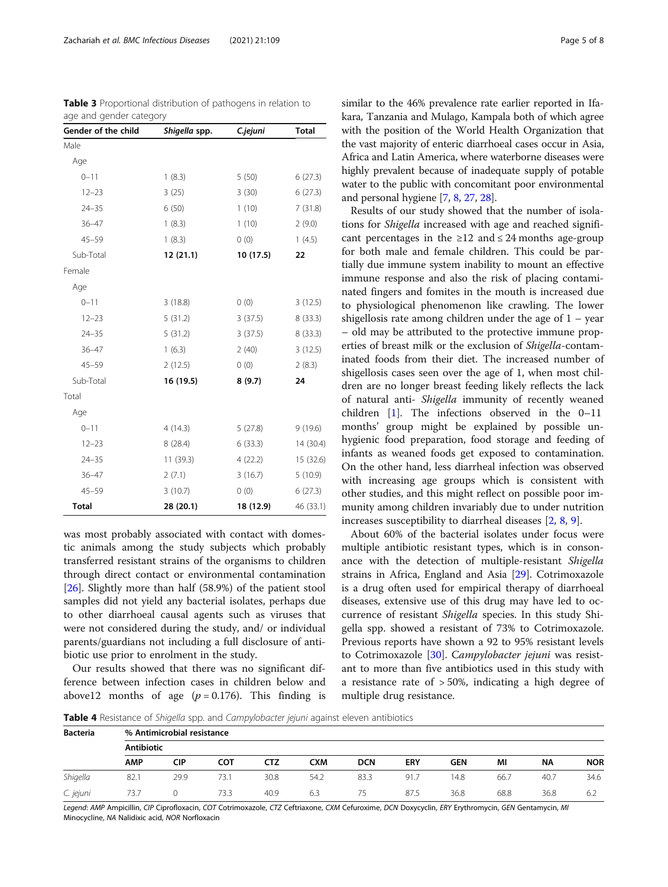**Table 3** Proportional distribution of pathogens in relation to age and gender category

| Gender of the child | *Shigella* spp. | *C.jejuni* | Total |
|---|---|---|---|
| Male | | | |
| Age | | | |
| 0–11 | 1 (8.3) | 5 (50) | 6 (27.3) |
| 12–23 | 3 (25) | 3 (30) | 6 (27.3) |
| 24–35 | 6 (50) | 1 (10) | 7 (31.8) |
| 36–47 | 1 (8.3) | 1 (10) | 2 (9.0) |
| 45–59 | 1 (8.3) | 0 (0) | 1 (4.5) |
| Sub-Total | **12 (21.1)** | **10 (17.5)** | **22** |
| Female | | | |
| Age | | | |
| 0–11 | 3 (18.8) | 0 (0) | 3 (12.5) |
| 12–23 | 5 (31.2) | 3 (37.5) | 8 (33.3) |
| 24–35 | 5 (31.2) | 3 (37.5) | 8 (33.3) |
| 36–47 | 1 (6.3) | 2 (40) | 3 (12.5) |
| 45–59 | 2 (12.5) | 0 (0) | 2 (8.3) |
| Sub-Total | **16 (19.5)** | **8 (9.7)** | **24** |
| Total | | | |
| Age | | | |
| 0–11 | 4 (14.3) | 5 (27.8) | 9 (19.6) |
| 12–23 | 8 (28.4) | 6 (33.3) | 14 (30.4) |
| 24–35 | 11 (39.3) | 4 (22.2) | 15 (32.6) |
| 36–47 | 2 (7.1) | 3 (16.7) | 5 (10.9) |
| 45–59 | 3 (10.7) | 0 (0) | 6 (27.3) |
| **Total** | **28 (20.1)** | **18 (12.9)** | 46 (33.1) |

was most probably associated with contact with domestic animals among the study subjects which probably transferred resistant strains of the organisms to children through direct contact or environmental contamination [26]. Slightly more than half (58.9%) of the patient stool samples did not yield any bacterial isolates, perhaps due to other diarrhoeal causal agents such as viruses that were not considered during the study, and/ or individual parents/guardians not including a full disclosure of antibiotic use prior to enrolment in the study.

Our results showed that there was no significant difference between infection cases in children below and above12 months of age ($p = 0.176$). This finding is similar to the 46% prevalence rate earlier reported in Ifakara, Tanzania and Mulago, Kampala both of which agree with the position of the World Health Organization that the vast majority of enteric diarrhoeal cases occur in Asia, Africa and Latin America, where waterborne diseases were highly prevalent because of inadequate supply of potable water to the public with concomitant poor environmental and personal hygiene [7, 8, 27, 28].

Results of our study showed that the number of isolations for *Shigella* increased with age and reached significant percentages in the ≥12 and ≤ 24 months age-group for both male and female children. This could be partially due immune system inability to mount an effective immune response and also the risk of placing contaminated fingers and fomites in the mouth is increased due to physiological phenomenon like crawling. The lower shigellosis rate among children under the age of 1 – year – old may be attributed to the protective immune properties of breast milk or the exclusion of *Shigella*-contaminated foods from their diet. The increased number of shigellosis cases seen over the age of 1, when most children are no longer breast feeding likely reflects the lack of natural anti- *Shigella* immunity of recently weaned children [1]. The infections observed in the 0–11 months' group might be explained by possible unhygienic food preparation, food storage and feeding of infants as weaned foods get exposed to contamination. On the other hand, less diarrheal infection was observed with increasing age groups which is consistent with other studies, and this might reflect on possible poor immunity among children invariably due to under nutrition increases susceptibility to diarrheal diseases [2, 8, 9].

About 60% of the bacterial isolates under focus were multiple antibiotic resistant types, which is in consonance with the detection of multiple-resistant *Shigella* strains in Africa, England and Asia [29]. Cotrimoxazole is a drug often used for empirical therapy of diarrhoeal diseases, extensive use of this drug may have led to occurrence of resistant *Shigella* species. In this study Shigella spp. showed a resistant of 73% to Cotrimoxazole. Previous reports have shown a 92 to 95% resistant levels to Cotrimoxazole [30]. *Campylobacter jejuni* was resistant to more than five antibiotics used in this study with a resistance rate of > 50%, indicating a high degree of multiple drug resistance.

**Table 4** Resistance of *Shigella* spp. and *Campylobacter jejuni* against eleven antibiotics

| Bacteria | % Antimicrobial resistance | | | | | | | | | | |
|---|---|---|---|---|---|---|---|---|---|---|---|
| | Antibiotic | | | | | | | | | | |
| | AMP | CIP | COT | CTZ | CXM | DCN | ERY | GEN | MI | NA | NOR |
| *Shigella* | 82.1 | 29.9 | 73.1 | 30.8 | 54.2 | 83.3 | 91.7 | 14.8 | 66.7 | 40.7 | 34.6 |
| *C. jejuni* | 73.7 | 0 | 73.3 | 40.9 | 6.3 | 75 | 87.5 | 36.8 | 68.8 | 36.8 | 6.2 |

*Legend*: *AMP* Ampicillin, *CIP* Ciprofloxacin, *COT* Cotrimoxazole, *CTZ* Ceftriaxone, *CXM* Cefuroxime, *DCN* Doxycyclin, *ERY* Erythromycin, *GEN* Gentamycin, *MI* Minocycline, *NA* Nalidixic acid, *NOR* Norfloxacin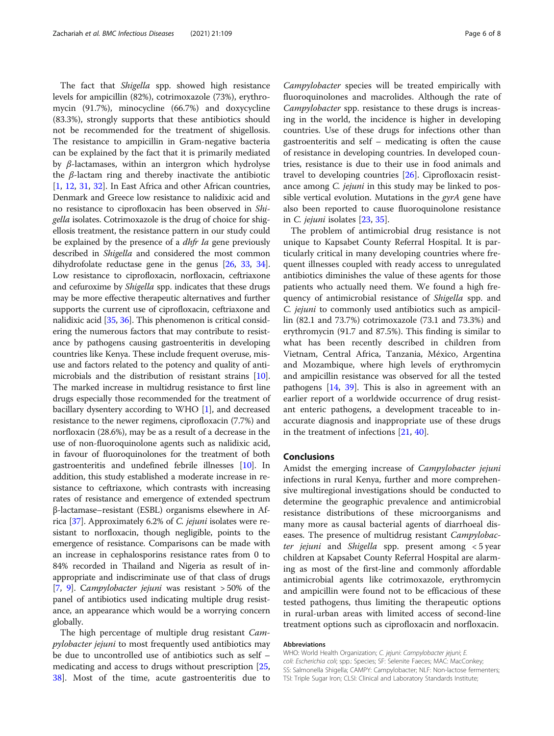The fact that *Shigella* spp. showed high resistance levels for ampicillin (82%), cotrimoxazole (73%), erythromycin (91.7%), minocycline (66.7%) and doxycycline (83.3%), strongly supports that these antibiotics should not be recommended for the treatment of shigellosis. The resistance to ampicillin in Gram-negative bacteria can be explained by the fact that it is primarily mediated by *β*-lactamases, within an intergron which hydrolyse the *β*-lactam ring and thereby inactivate the antibiotic [1, 12, 31, 32]. In East Africa and other African countries, Denmark and Greece low resistance to nalidixic acid and no resistance to ciprofloxacin has been observed in *Shigella* isolates. Cotrimoxazole is the drug of choice for shigellosis treatment, the resistance pattern in our study could be explained by the presence of a *dhfr Ia* gene previously described in *Shigella* and considered the most common dihydrofolate reductase gene in the genus [26, 33, 34]. Low resistance to ciprofloxacin, norfloxacin, ceftriaxone and cefuroxime by *Shigella* spp. indicates that these drugs may be more effective therapeutic alternatives and further supports the current use of ciprofloxacin, ceftriaxone and nalidixic acid [35, 36]. This phenomenon is critical considering the numerous factors that may contribute to resistance by pathogens causing gastroenteritis in developing countries like Kenya. These include frequent overuse, misuse and factors related to the potency and quality of antimicrobials and the distribution of resistant strains [10]. The marked increase in multidrug resistance to first line drugs especially those recommended for the treatment of bacillary dysentery according to WHO [1], and decreased resistance to the newer regimens, ciprofloxacin (7.7%) and norfloxacin (28.6%), may be as a result of a decrease in the use of non-fluoroquinolone agents such as nalidixic acid, in favour of fluoroquinolones for the treatment of both gastroenteritis and undefined febrile illnesses [10]. In addition, this study established a moderate increase in resistance to ceftriaxone, which contrasts with increasing rates of resistance and emergence of extended spectrum β-lactamase–resistant (ESBL) organisms elsewhere in Africa [37]. Approximately 6.2% of *C. jejuni* isolates were resistant to norfloxacin, though negligible, points to the emergence of resistance. Comparisons can be made with an increase in cephalosporins resistance rates from 0 to 84% recorded in Thailand and Nigeria as result of inappropriate and indiscriminate use of that class of drugs [7, 9]. *Campylobacter jejuni* was resistant > 50% of the panel of antibiotics used indicating multiple drug resistance, an appearance which would be a worrying concern globally.

The high percentage of multiple drug resistant *Campylobacter jejuni* to most frequently used antibiotics may be due to uncontrolled use of antibiotics such as self – medicating and access to drugs without prescription [25, 38]. Most of the time, acute gastroenteritis due to *Campylobacter* species will be treated empirically with fluoroquinolones and macrolides. Although the rate of *Campylobacter* spp. resistance to these drugs is increasing in the world, the incidence is higher in developing countries. Use of these drugs for infections other than gastroenteritis and self – medicating is often the cause of resistance in developing countries. In developed countries, resistance is due to their use in food animals and travel to developing countries [26]. Ciprofloxacin resistance among *C. jejuni* in this study may be linked to possible vertical evolution. Mutations in the *gyrA* gene have also been reported to cause fluoroquinolone resistance in *C. jejuni* isolates [23, 35].

The problem of antimicrobial drug resistance is not unique to Kapsabet County Referral Hospital. It is particularly critical in many developing countries where frequent illnesses coupled with ready access to unregulated antibiotics diminishes the value of these agents for those patients who actually need them. We found a high frequency of antimicrobial resistance of *Shigella* spp. and *C. jejuni* to commonly used antibiotics such as ampicillin (82.1 and 73.7%) cotrimoxazole (73.1 and 73.3%) and erythromycin (91.7 and 87.5%). This finding is similar to what has been recently described in children from Vietnam, Central Africa, Tanzania, México, Argentina and Mozambique, where high levels of erythromycin and ampicillin resistance was observed for all the tested pathogens [14, 39]. This is also in agreement with an earlier report of a worldwide occurrence of drug resistant enteric pathogens, a development traceable to inaccurate diagnosis and inappropriate use of these drugs in the treatment of infections [21, 40].

## Conclusions

Amidst the emerging increase of *Campylobacter jejuni* infections in rural Kenya, further and more comprehensive multiregional investigations should be conducted to determine the geographic prevalence and antimicrobial resistance distributions of these microorganisms and many more as causal bacterial agents of diarrhoeal diseases. The presence of multidrug resistant *Campylobacter jejuni* and *Shigella* spp. present among < 5 year children at Kapsabet County Referral Hospital are alarming as most of the first-line and commonly affordable antimicrobial agents like cotrimoxazole, erythromycin and ampicillin were found not to be efficacious of these tested pathogens, thus limiting the therapeutic options in rural-urban areas with limited access of second-line treatment options such as ciprofloxacin and norfloxacin.

#### Abbreviations

WHO: World Health Organization; *C. jejuni*: *Campylobacter jejuni*; *E. coli*: *Escherichia coli*; spp.: Species; SF: Selenite Faeces; MAC: MacConkey; SS: Salmonella Shigella; CAMPY: Campylobacter; NLF: Non-lactose fermenters; TSI: Triple Sugar Iron; CLSI: Clinical and Laboratory Standards Institute;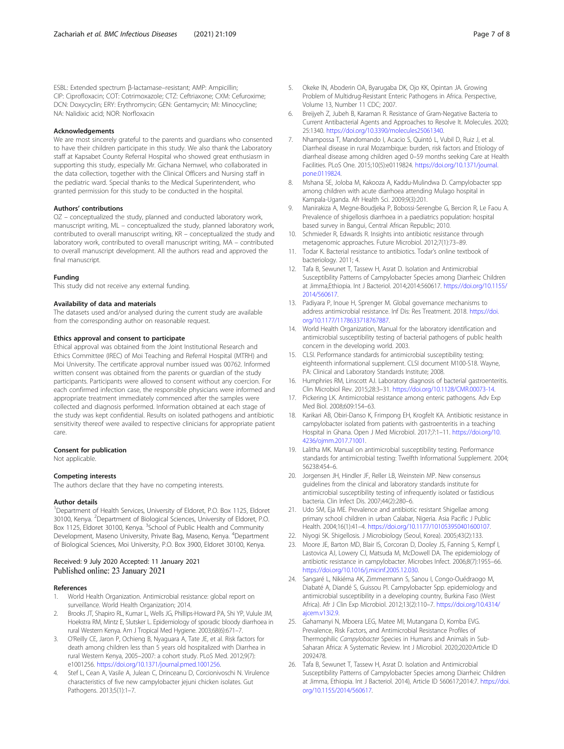ESBL: Extended spectrum β-lactamase–resistant; AMP: Ampicillin; CIP: Ciprofloxacin; COT: Cotrimoxazole; CTZ: Ceftriaxone; CXM: Cefuroxime; DCN: Doxycyclin; ERY: Erythromycin; GEN: Gentamycin; MI: Minocycline; NA: Nalidixic acid; NOR: Norfloxacin

### Acknowledgements

We are most sincerely grateful to the parents and guardians who consented to have their children participate in this study. We also thank the Laboratory staff at Kapsabet County Referral Hospital who showed great enthusiasm in supporting this study, especially Mr. Gichana Nemwel, who collaborated in the data collection, together with the Clinical Officers and Nursing staff in the pediatric ward. Special thanks to the Medical Superintendent, who granted permission for this study to be conducted in the hospital.

### Authors' contributions

OZ – conceptualized the study, planned and conducted laboratory work, manuscript writing, ML – conceptualized the study, planned laboratory work, contributed to overall manuscript writing, KR – conceptualized the study and laboratory work, contributed to overall manuscript writing, MA – contributed to overall manuscript development. All the authors read and approved the final manuscript.

### Funding

This study did not receive any external funding.

### Availability of data and materials

The datasets used and/or analysed during the current study are available from the corresponding author on reasonable request.

### Ethics approval and consent to participate

Ethical approval was obtained from the Joint Institutional Research and Ethics Committee (IREC) of Moi Teaching and Referral Hospital (MTRH) and Moi University. The certificate approval number issued was 00762. Informed written consent was obtained from the parents or guardian of the study participants. Participants were allowed to consent without any coercion. For each confirmed infection case, the responsible physicians were informed and appropriate treatment immediately commenced after the samples were collected and diagnosis performed. Information obtained at each stage of the study was kept confidential. Results on isolated pathogens and antibiotic sensitivity thereof were availed to respective clinicians for appropriate patient care.

### Consent for publication

Not applicable.

### Competing interests

The authors declare that they have no competing interests.

### Author details

[1]Department of Health Services, University of Eldoret, P.O. Box 1125, Eldoret 30100, Kenya. [2]Department of Biological Sciences, University of Eldoret, P.O. Box 1125, Eldoret 30100, Kenya. [3]School of Public Health and Community Development, Maseno University, Private Bag, Maseno, Kenya. [4]Department of Biological Sciences, Moi University, P.O. Box 3900, Eldoret 30100, Kenya.

Received: 9 July 2020 Accepted: 11 January 2021
Published online: 23 January 2021

### References

1. World Health Organization. Antimicrobial resistance: global report on surveillance. World Health Organization; 2014.
2. Brooks JT, Shapiro RL, Kumar L, Wells JG, Phillips-Howard PA, Shi YP, Vulule JM, Hoekstra RM, Mintz E, Slutsker L. Epidemiology of sporadic bloody diarrhoea in rural Western Kenya. Am J Tropical Med Hygiene. 2003;68(6):671–7.
3. O'Reilly CE, Jaron P, Ochieng B, Nyaguara A, Tate JE, et al. Risk factors for death among children less than 5 years old hospitalized with Diarrhea in rural Western Kenya, 2005–2007: a cohort study. PLoS Med. 2012;9(7): e1001256. https://doi.org/10.1371/journal.pmed.1001256.
4. Stef L, Cean A, Vasile A, Julean C, Drinceanu D, Corcionivoschi N. Virulence characteristics of five new campylobacter jejuni chicken isolates. Gut Pathogens. 2013;5(1):1–7.
5. Okeke IN, Aboderin OA, Byarugaba DK, Ojo KK, Opintan JA. Growing Problem of Multidrug-Resistant Enteric Pathogens in Africa. Perspective, Volume 13, Number 11 CDC; 2007.
6. Breijyeh Z, Jubeh B, Karaman R. Resistance of Gram-Negative Bacteria to Current Antibacterial Agents and Approaches to Resolve It. Molecules. 2020; 25:1340. https://doi.org/10.3390/molecules25061340.
7. Nhampossa T, Mandomando I, Acacio S, Quintó L, Vubil D, Ruiz J, et al. Diarrheal disease in rural Mozambique: burden, risk factors and Etiology of diarrheal disease among children aged 0–59 months seeking Care at Health Facilities. PLoS One. 2015;10(5):e0119824. https://doi.org/10.1371/journal.pone.0119824.
8. Mshana SE, Joloba M, Kakooza A, Kaddu-Mulindwa D. Campylobacter spp among children with acute diarrhoea attending Mulago hospital in Kampala-Uganda. Afr Health Sci. 2009;9(3):201.
9. Manirakiza A, Megne-Boudjeka P, Bobossi-Serengbe G, Bercion R, Le Faou A. Prevalence of shigellosis diarrhoea in a paediatrics population: hospital based survey in Bangui, Central African Republic; 2010.
10. Schmieder R, Edwards R. Insights into antibiotic resistance through metagenomic approaches. Future Microbiol. 2012;7(1):73–89.
11. Todar K. Bacterial resistance to antibiotics. Todar's online textbook of bacteriology. 2011; 4.
12. Tafa B, Sewunet T, Tassew H, Asrat D. Isolation and Antimicrobial Susceptibility Patterns of Campylobacter Species among Diarrheic Children at Jimma,Ethiopia. Int J Bacteriol. 2014;2014:560617. https://doi.org/10.1155/2014/560617.
13. Padiyara P, Inoue H, Sprenger M. Global governance mechanisms to address antimicrobial resistance. Inf Dis: Res Treatment. 2018. https://doi.org/10.1177/1178633718767887.
14. World Health Organization, Manual for the laboratory identification and antimicrobial susceptibility testing of bacterial pathogens of public health concern in the developing world. 2003.
15. CLSI. Performance standards for antimicrobial susceptibility testing; eighteenth informational supplement. CLSI document M100-S18. Wayne, PA: Clinical and Laboratory Standards Institute; 2008.
16. Humphries RM, Linscott AJ. Laboratory diagnosis of bacterial gastroenteritis. Clin Microbiol Rev. 2015;28:3–31. https://doi.org/10.1128/CMR.00073-14.
17. Pickering LK. Antimicrobial resistance among enteric pathogens. Adv Exp Med Biol. 2008;609:154–63.
18. Karikari AB, Obiri-Danso K, Frimpong EH, Krogfelt KA. Antibiotic resistance in campylobacter isolated from patients with gastroenteritis in a teaching Hospital in Ghana. Open J Med Microbiol. 2017;7:1–11. https://doi.org/10.4236/ojmm.2017.71001.
19. Lalitha MK. Manual on antimicrobial susceptibility testing. Performance standards for antimicrobial testing: Twelfth Informational Supplement. 2004; 56238:454–6.
20. Jorgensen JH, Hindler JF, Reller LB, Weinstein MP. New consensus guidelines from the clinical and laboratory standards institute for antimicrobial susceptibility testing of infrequently isolated or fastidious bacteria. Clin Infect Dis. 2007;44(2):280–6.
21. Udo SM, Eja ME. Prevalence and antibiotic resistant Shigellae among primary school children in urban Calabar, Nigeria. Asia Pacific J Public Health. 2004;16(1):41–4. https://doi.org/10.1177/101053950401600107.
22. Niyogi SK. Shigellosis. J Microbiology (Seoul, Korea). 2005;43(2):133.
23. Moore JE, Barton MD, Blair IS, Corcoran D, Dooley JS, Fanning S, Kempf I, Lastovica AJ, Lowery CJ, Matsuda M, McDowell DA. The epidemiology of antibiotic resistance in campylobacter. Microbes Infect. 2006;8(7):1955–66. https://doi.org/10.1016/j.micinf.2005.12.030.
24. Sangaré L, Nikiéma AK, Zimmermann S, Sanou I, Congo-Ouédraogo M, Diabaté A, Diandé S, Guissou PI. Campylobacter Spp. epidemiology and antimicrobial susceptibility in a developing country, Burkina Faso (West Africa). Afr J Clin Exp Microbiol. 2012;13(2):110–7. https://doi.org/10.4314/ajcem.v13i2.9.
25. Gahamanyi N, Mboera LEG, Matee MI, Mutangana D, Komba EVG. Prevalence, Risk Factors, and Antimicrobial Resistance Profiles of Thermophilic *Campylobacter* Species in Humans and Animals in Sub-Saharan Africa: A Systematic Review. Int J Microbiol. 2020;2020:Article ID 2092478.
26. Tafa B, Sewunet T, Tassew H, Asrat D. Isolation and Antimicrobial Susceptibility Patterns of Campylobacter Species among Diarrheic Children at Jimma, Ethiopia. Int J Bacteriol. 2014), Article ID 560617;2014:7. https://doi.org/10.1155/2014/560617.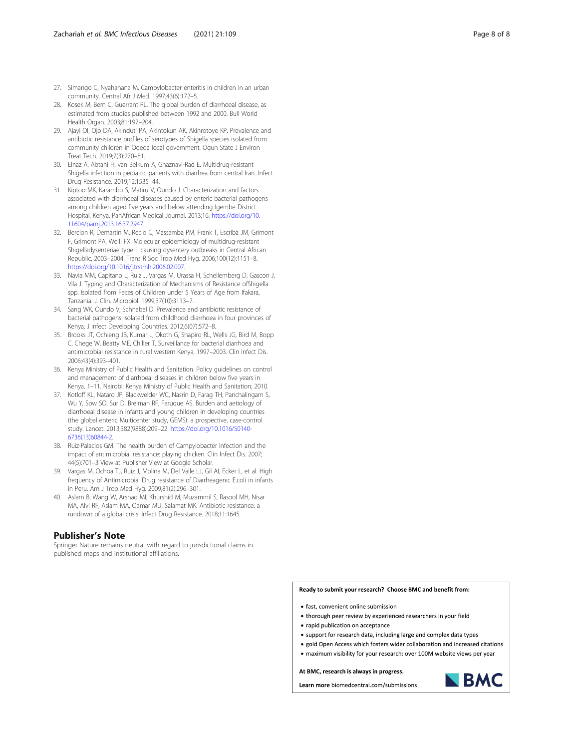27. Simango C, Nyahanana M. Campylobacter enteritis in children in an urban community. Central Afr J Med. 1997;43(6):172–5.
28. Kosek M, Bern C, Guerrant RL. The global burden of diarrhoeal disease, as estimated from studies published between 1992 and 2000. Bull World Health Organ. 2003;81:197–204.
29. Ajayi OI, Ojo DA, Akinduti PA, Akintokun AK, Akinrotoye KP. Prevalence and antibiotic resistance profiles of serotypes of Shigella species isolated from community children in Odeda local government. Ogun State J Environ Treat Tech. 2019;7(3):270–81.
30. Elnaz A, Abtahi H, van Belkum A, Ghaznavi-Rad E. Multidrug-resistant Shigella infection in pediatric patients with diarrhea from central Iran. Infect Drug Resistance. 2019;12:1535–44.
31. Kiptoo MK, Karambu S, Matiru V, Oundo J. Characterization and factors associated with diarrhoeal diseases caused by enteric bacterial pathogens among children aged five years and below attending Igembe District Hospital, Kenya. PanAfrican Medical Journal. 2013;16. https://doi.org/10.11604/pamj.2013.16.37.2947.
32. Bercion R, Demartin M, Recio C, Massamba PM, Frank T, Escribà JM, Grimont F, Grimont PA, Weill FX. Molecular epidemiology of multidrug-resistant Shigelladysenteriae type 1 causing dysentery outbreaks in Central African Republic, 2003–2004. Trans R Soc Trop Med Hyg. 2006;100(12):1151–8. https://doi.org/10.1016/j.trstmh.2006.02.007.
33. Navia MM, Capitano L, Ruiz J, Vargas M, Urassa H, Schellemberg D, Gascon J, Vila J. Typing and Characterization of Mechanisms of Resistance ofShigella spp. Isolated from Feces of Children under 5 Years of Age from Ifakara, Tanzania. J. Clin. Microbiol. 1999;37(10):3113–7.
34. Sang WK, Oundo V, Schnabel D. Prevalence and antibiotic resistance of bacterial pathogens isolated from childhood diarrhoea in four provinces of Kenya. J Infect Developing Countries. 2012;6(07):572–8.
35. Brooks JT, Ochieng JB, Kumar L, Okoth G, Shapiro RL, Wells JG, Bird M, Bopp C, Chege W, Beatty ME, Chiller T. Surveillance for bacterial diarrhoea and antimicrobial resistance in rural western Kenya, 1997–2003. Clin Infect Dis. 2006;43(4):393–401.
36. Kenya Ministry of Public Health and Sanitation. Policy guidelines on control and management of diarrhoeal diseases in children below five years in Kenya. 1–11. Nairobi: Kenya Ministry of Public Health and Sanitation; 2010.
37. Kotloff KL, Nataro JP, Blackwelder WC, Nasrin D, Farag TH, Panchalingam S, Wu Y, Sow SO, Sur D, Breiman RF, Faruque AS. Burden and aetiology of diarrhoeal disease in infants and young children in developing countries (the global enteric Multicenter study, GEMS): a prospective, case-control study. Lancet. 2013;382(9888):209–22. https://doi.org/10.1016/S0140-6736(13)60844-2.
38. Ruiz-Palacios GM. The health burden of Campylobacter infection and the impact of antimicrobial resistance: playing chicken. Clin Infect Dis. 2007; 44(5):701–3 View at Publisher View at Google Scholar.
39. Vargas M, Ochoa TJ, Ruiz J, Molina M, Del Valle LJ, Gil AI, Ecker L, et al. High frequency of Antimicrobial Drug resistance of Diarrheagenic E.coli in infants in Peru. Am J Trop Med Hyg. 2009;81(2):296–301.
40. Aslam B, Wang W, Arshad MI, Khurshid M, Muzammil S, Rasool MH, Nisar MA, Alvi RF, Aslam MA, Qamar MU, Salamat MK. Antibiotic resistance: a rundown of a global crisis. Infect Drug Resistance. 2018;11:1645.

## Publisher's Note

Springer Nature remains neutral with regard to jurisdictional claims in published maps and institutional affiliations.

**Ready to submit your research? Choose BMC and benefit from:**

- fast, convenient online submission
- thorough peer review by experienced researchers in your field
- rapid publication on acceptance
- support for research data, including large and complex data types
- gold Open Access which fosters wider collaboration and increased citations
- maximum visibility for your research: over 100M website views per year

**At BMC, research is always in progress.**

**Learn more** biomedcentral.com/submissions

BMC